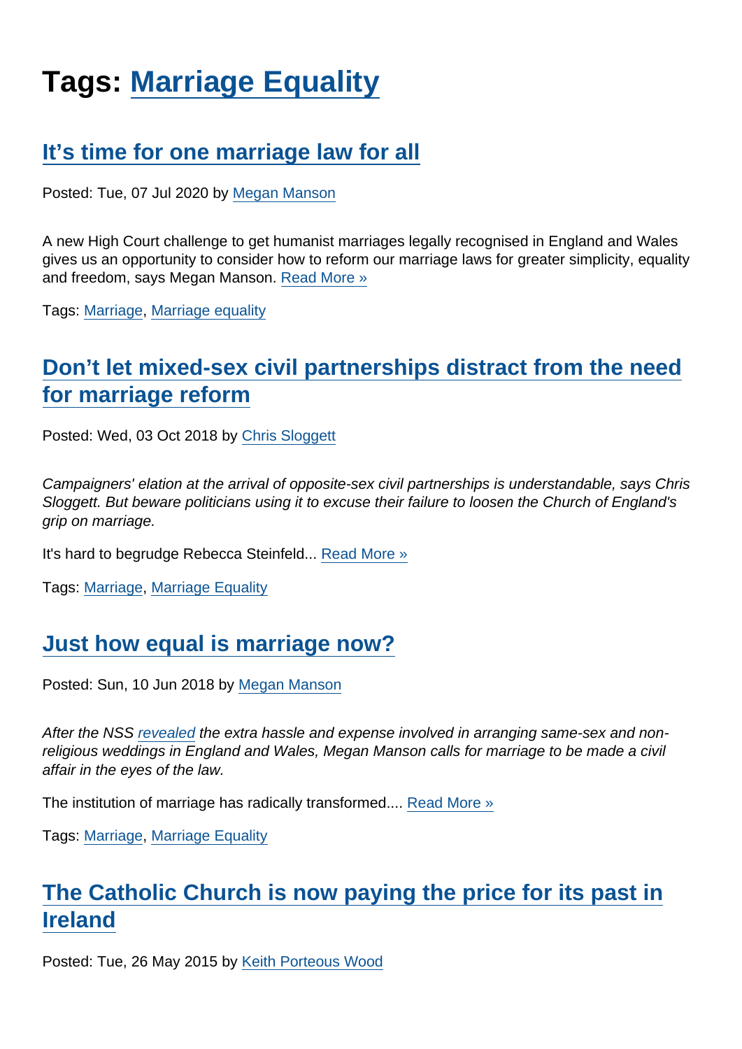# Tags: Marriage Equality

## It's time for one marriage law for all

Posted: Tue, 07 Jul 2020 by Megan Manson

A new High Court challenge to get humanist marriages legally recognised in England and Wales gives us an opportunity to consider how to reform our marriage laws for greater simplicity, equality and freedom, says Megan Manson. Read More »

Tags: Marriage, Marriage equality

## Don't let mixed-sex civil partnerships distract from the need for marriage reform

Posted: Wed, 03 Oct 2018 by Chris Sloggett

*Campaigners' elation at the arrival of opposite-sex civil partnerships is understandable, says Chris Sloggett. But beware politicians using it to excuse their failure to loosen the Church of England's grip on marriage.*

It's hard to begrudge Rebecca Steinfeld... Read More »

Tags: Marriage, Marriage Equality

## Just how equal is marriage now?

Posted: Sun, 10 Jun 2018 by Megan Manson

*After the NSS revealed the extra hassle and expense involved in arranging same-sex and non-religious weddings in England and Wales, Megan Manson calls for marriage to be made a civil affair in the eyes of the law.*

The institution of marriage has radically transformed.... Read More »

Tags: Marriage, Marriage Equality

## The Catholic Church is now paying the price for its past in Ireland

Posted: Tue, 26 May 2015 by Keith Porteous Wood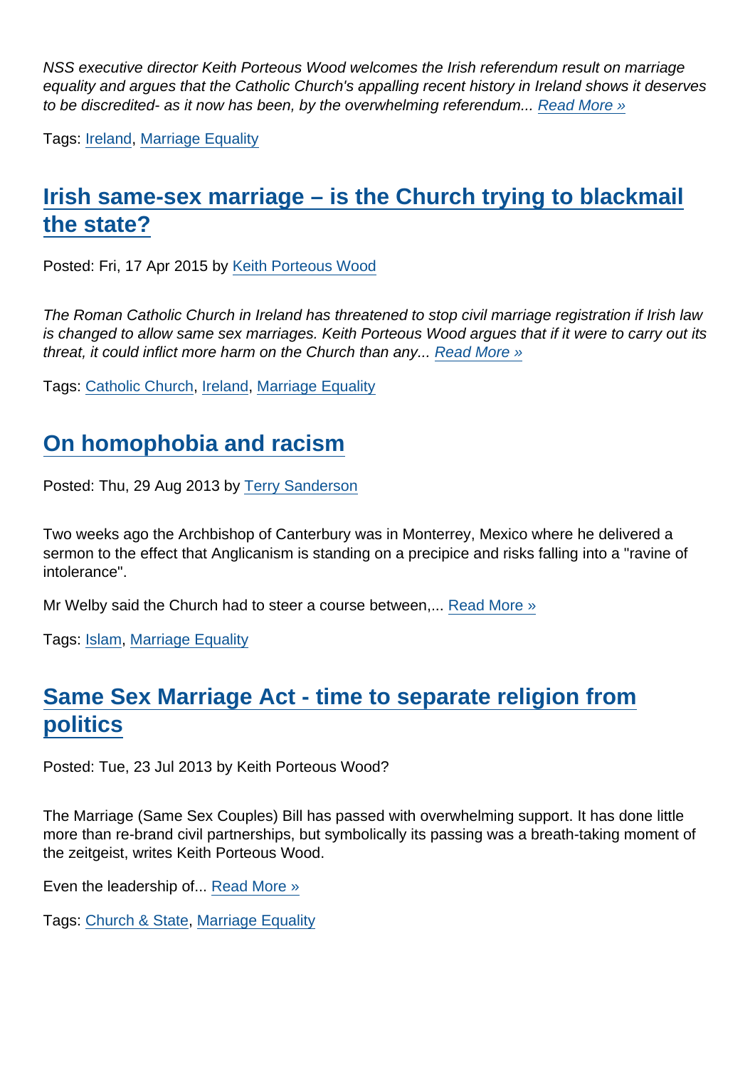*NSS executive director Keith Porteous Wood welcomes the Irish referendum result on marriage equality and argues that the Catholic Church's appalling recent history in Ireland shows it deserves to be discredited- as it now has been, by the overwhelming referendum...* [Read More »]

Tags: Ireland, Marriage Equality

## Irish same-sex marriage – is the Church trying to blackmail the state?

Posted: Fri, 17 Apr 2015 by Keith Porteous Wood

*The Roman Catholic Church in Ireland has threatened to stop civil marriage registration if Irish law is changed to allow same sex marriages. Keith Porteous Wood argues that if it were to carry out its threat, it could inflict more harm on the Church than any...* [Read More »]

Tags: Catholic Church, Ireland, Marriage Equality

## On homophobia and racism

Posted: Thu, 29 Aug 2013 by Terry Sanderson

Two weeks ago the Archbishop of Canterbury was in Monterrey, Mexico where he delivered a sermon to the effect that Anglicanism is standing on a precipice and risks falling into a "ravine of intolerance".

Mr Welby said the Church had to steer a course between,... Read More »

Tags: Islam, Marriage Equality

## Same Sex Marriage Act - time to separate religion from politics

Posted: Tue, 23 Jul 2013 by Keith Porteous Wood?

The Marriage (Same Sex Couples) Bill has passed with overwhelming support. It has done little more than re-brand civil partnerships, but symbolically its passing was a breath-taking moment of the zeitgeist, writes Keith Porteous Wood.

Even the leadership of... Read More »

Tags: Church & State, Marriage Equality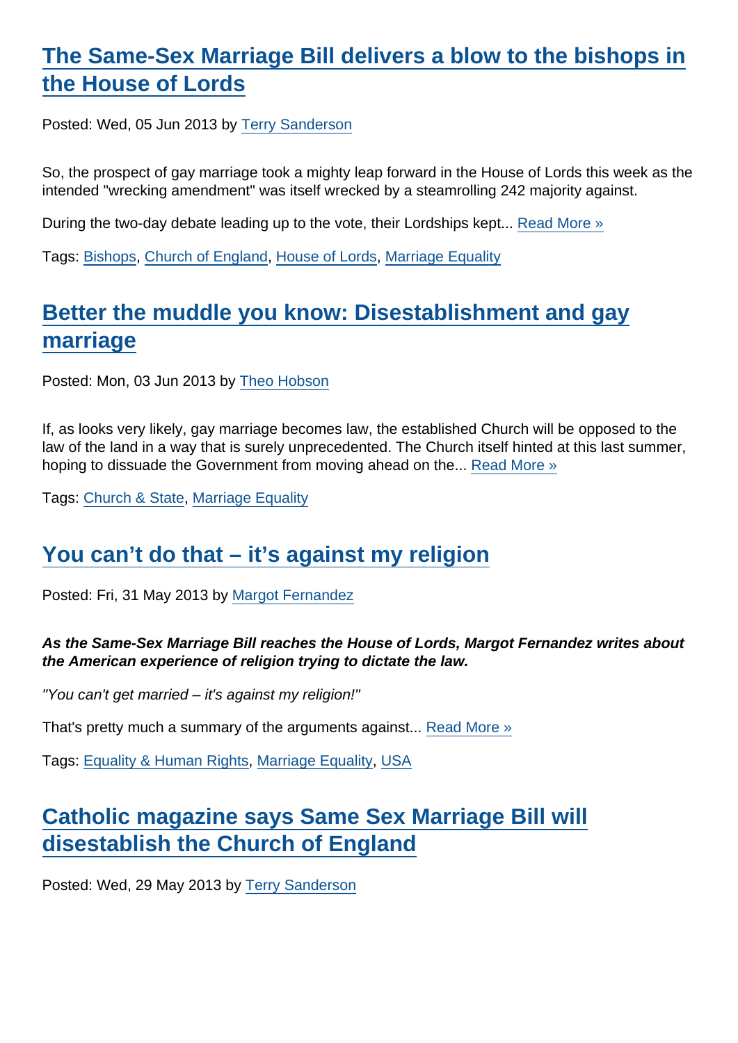## The Same-Sex Marriage Bill delivers a blow to the bishops in the House of Lords

Posted: Wed, 05 Jun 2013 by Terry Sanderson

So, the prospect of gay marriage took a mighty leap forward in the House of Lords this week as the intended "wrecking amendment" was itself wrecked by a steamrolling 242 majority against.

During the two-day debate leading up to the vote, their Lordships kept... Read More »

Tags: Bishops, Church of England, House of Lords, Marriage Equality

## Better the muddle you know: Disestablishment and gay marriage

Posted: Mon, 03 Jun 2013 by Theo Hobson

If, as looks very likely, gay marriage becomes law, the established Church will be opposed to the law of the land in a way that is surely unprecedented. The Church itself hinted at this last summer, hoping to dissuade the Government from moving ahead on the... Read More »

Tags: Church & State, Marriage Equality

## You can't do that – it's against my religion

Posted: Fri, 31 May 2013 by Margot Fernandez

***As the Same-Sex Marriage Bill reaches the House of Lords, Margot Fernandez writes about the American experience of religion trying to dictate the law.***

*"You can't get married – it's against my religion!"*

That's pretty much a summary of the arguments against... Read More »

Tags: Equality & Human Rights, Marriage Equality, USA

## Catholic magazine says Same Sex Marriage Bill will disestablish the Church of England

Posted: Wed, 29 May 2013 by Terry Sanderson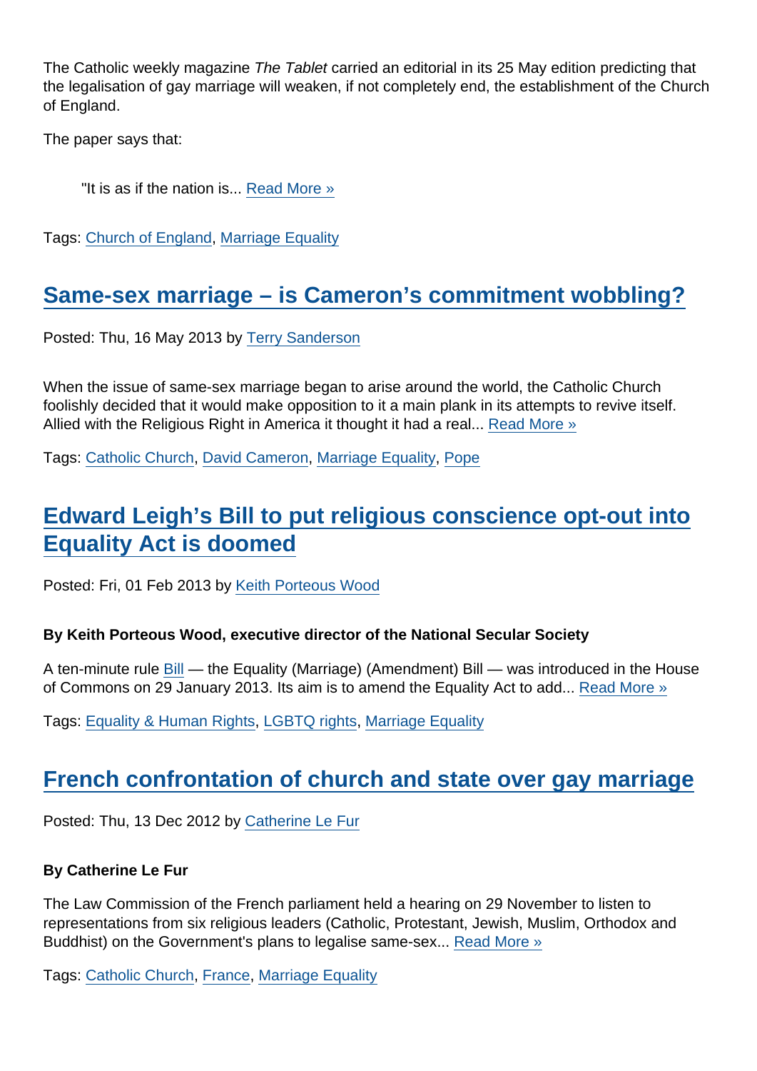The Catholic weekly magazine *The Tablet* carried an editorial in its 25 May edition predicting that the legalisation of gay marriage will weaken, if not completely end, the establishment of the Church of England.

The paper says that:

> "It is as if the nation is... Read More »

Tags: Church of England, Marriage Equality

## Same-sex marriage – is Cameron's commitment wobbling?

Posted: Thu, 16 May 2013 by Terry Sanderson

When the issue of same-sex marriage began to arise around the world, the Catholic Church foolishly decided that it would make opposition to it a main plank in its attempts to revive itself. Allied with the Religious Right in America it thought it had a real... Read More »

Tags: Catholic Church, David Cameron, Marriage Equality, Pope

## Edward Leigh's Bill to put religious conscience opt-out into Equality Act is doomed

Posted: Fri, 01 Feb 2013 by Keith Porteous Wood

**By Keith Porteous Wood, executive director of the National Secular Society**

A ten-minute rule Bill — the Equality (Marriage) (Amendment) Bill — was introduced in the House of Commons on 29 January 2013. Its aim is to amend the Equality Act to add... Read More »

Tags: Equality & Human Rights, LGBTQ rights, Marriage Equality

## French confrontation of church and state over gay marriage

Posted: Thu, 13 Dec 2012 by Catherine Le Fur

**By Catherine Le Fur**

The Law Commission of the French parliament held a hearing on 29 November to listen to representations from six religious leaders (Catholic, Protestant, Jewish, Muslim, Orthodox and Buddhist) on the Government's plans to legalise same-sex... Read More »

Tags: Catholic Church, France, Marriage Equality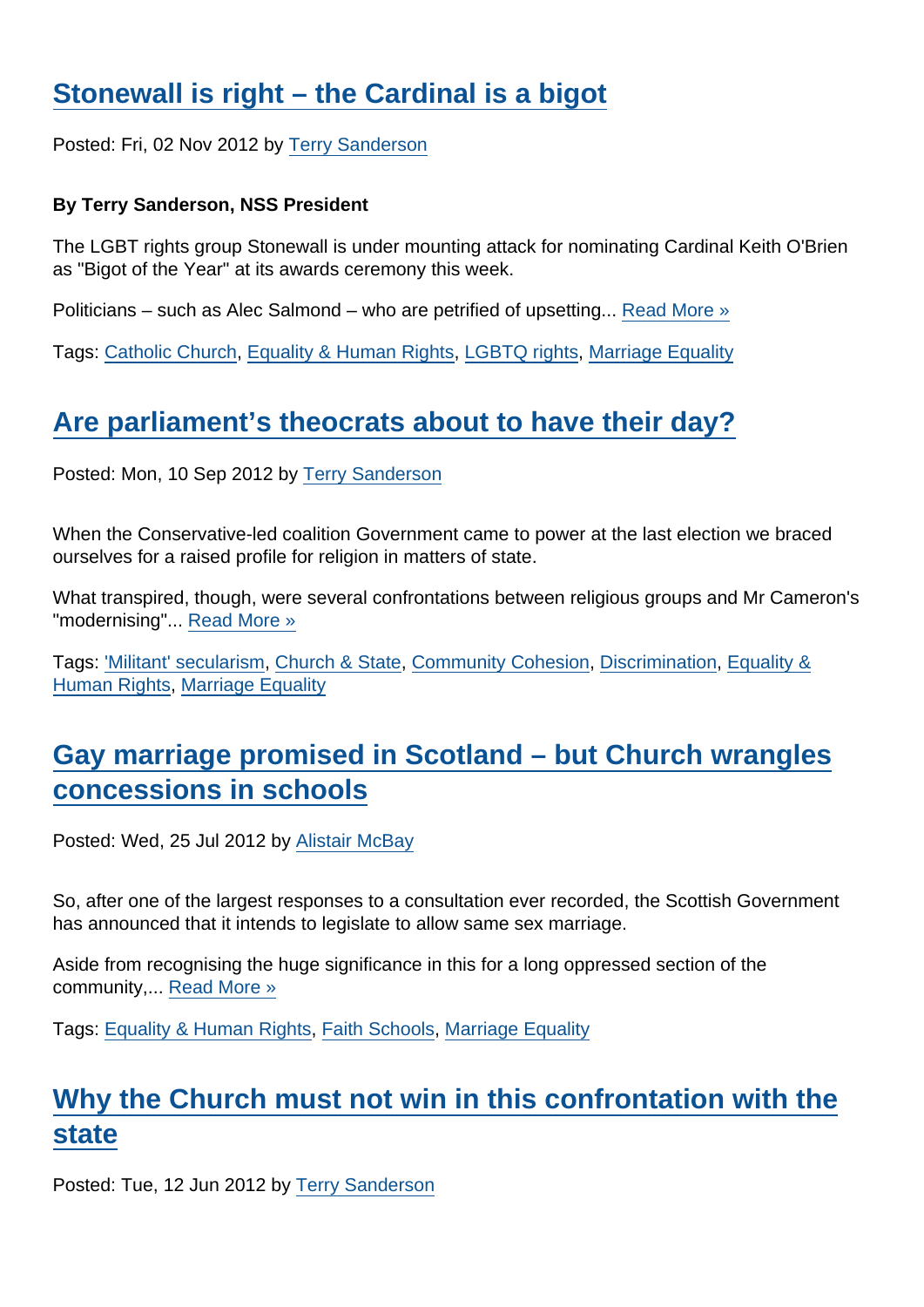## Stonewall is right – the Cardinal is a bigot

Posted: Fri, 02 Nov 2012 by Terry Sanderson

**By Terry Sanderson, NSS President**

The LGBT rights group Stonewall is under mounting attack for nominating Cardinal Keith O'Brien as "Bigot of the Year" at its awards ceremony this week.

Politicians – such as Alec Salmond – who are petrified of upsetting... Read More »

Tags: Catholic Church, Equality & Human Rights, LGBTQ rights, Marriage Equality

## Are parliament's theocrats about to have their day?

Posted: Mon, 10 Sep 2012 by Terry Sanderson

When the Conservative-led coalition Government came to power at the last election we braced ourselves for a raised profile for religion in matters of state.

What transpired, though, were several confrontations between religious groups and Mr Cameron's "modernising"... Read More »

Tags: 'Militant' secularism, Church & State, Community Cohesion, Discrimination, Equality & Human Rights, Marriage Equality

## Gay marriage promised in Scotland – but Church wrangles concessions in schools

Posted: Wed, 25 Jul 2012 by Alistair McBay

So, after one of the largest responses to a consultation ever recorded, the Scottish Government has announced that it intends to legislate to allow same sex marriage.

Aside from recognising the huge significance in this for a long oppressed section of the community,... Read More »

Tags: Equality & Human Rights, Faith Schools, Marriage Equality

## Why the Church must not win in this confrontation with the state

Posted: Tue, 12 Jun 2012 by Terry Sanderson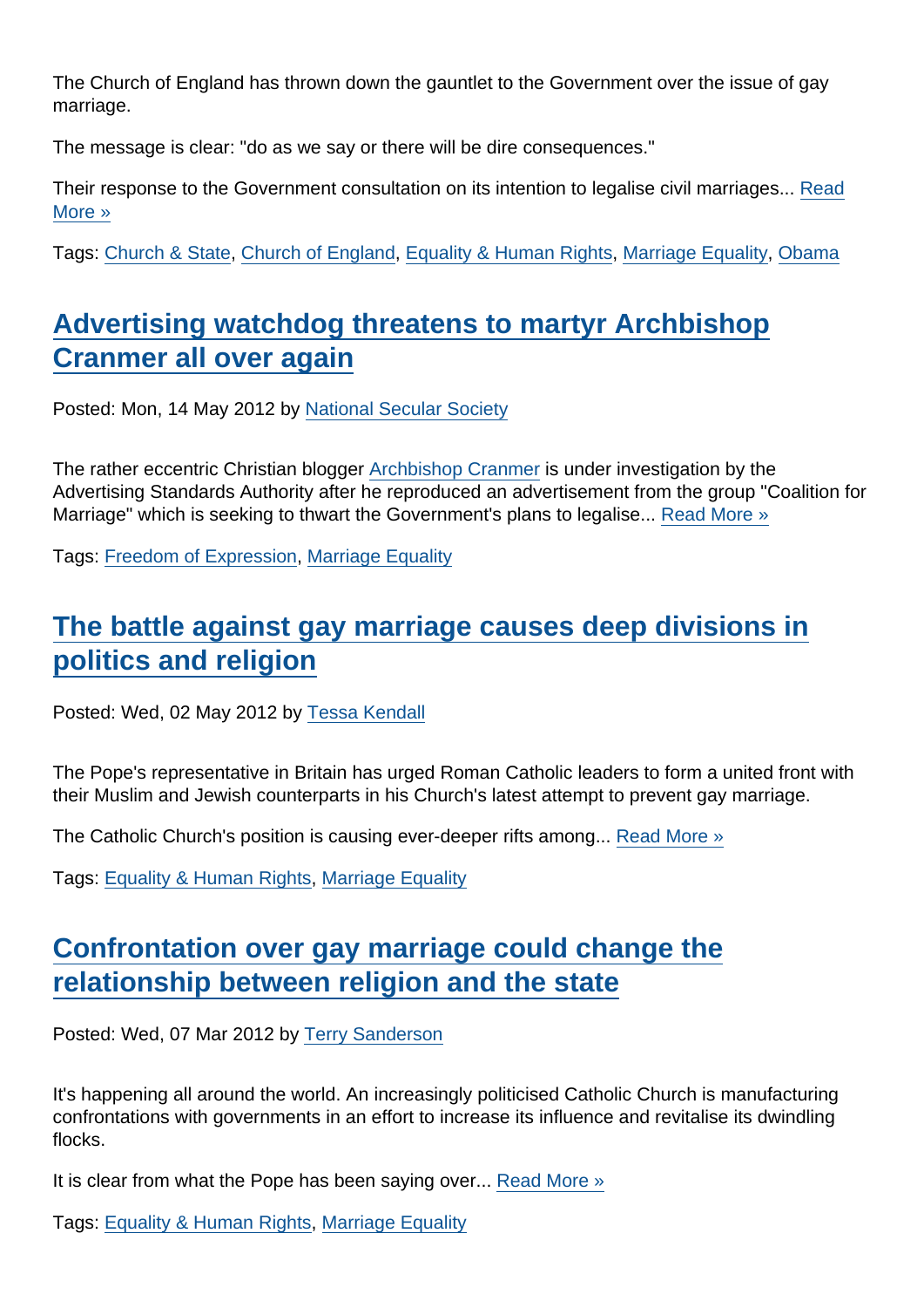The Church of England has thrown down the gauntlet to the Government over the issue of gay marriage.

The message is clear: "do as we say or there will be dire consequences."

Their response to the Government consultation on its intention to legalise civil marriages... Read More »

Tags: Church & State, Church of England, Equality & Human Rights, Marriage Equality, Obama

## Advertising watchdog threatens to martyr Archbishop Cranmer all over again

Posted: Mon, 14 May 2012 by National Secular Society

The rather eccentric Christian blogger Archbishop Cranmer is under investigation by the Advertising Standards Authority after he reproduced an advertisement from the group "Coalition for Marriage" which is seeking to thwart the Government's plans to legalise... Read More »

Tags: Freedom of Expression, Marriage Equality

## The battle against gay marriage causes deep divisions in politics and religion

Posted: Wed, 02 May 2012 by Tessa Kendall

The Pope's representative in Britain has urged Roman Catholic leaders to form a united front with their Muslim and Jewish counterparts in his Church's latest attempt to prevent gay marriage.

The Catholic Church's position is causing ever-deeper rifts among... Read More »

Tags: Equality & Human Rights, Marriage Equality

## Confrontation over gay marriage could change the relationship between religion and the state

Posted: Wed, 07 Mar 2012 by Terry Sanderson

It's happening all around the world. An increasingly politicised Catholic Church is manufacturing confrontations with governments in an effort to increase its influence and revitalise its dwindling flocks.

It is clear from what the Pope has been saying over... Read More »

Tags: Equality & Human Rights, Marriage Equality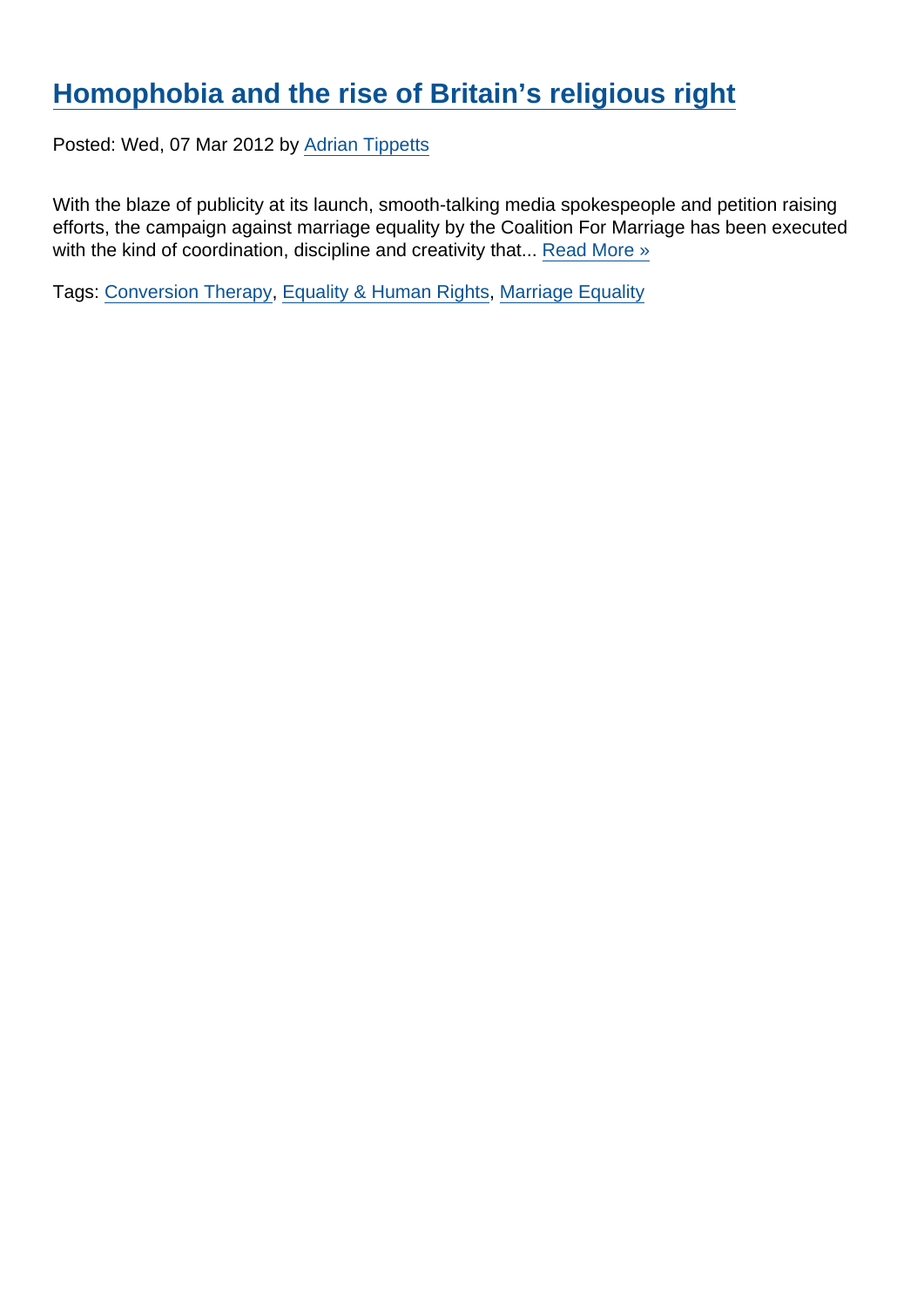## Homophobia and the rise of Britain's religious right

Posted: Wed, 07 Mar 2012 by Adrian Tippetts

With the blaze of publicity at its launch, smooth-talking media spokespeople and petition raising efforts, the campaign against marriage equality by the Coalition For Marriage has been executed with the kind of coordination, discipline and creativity that... Read More »

Tags: Conversion Therapy, Equality & Human Rights, Marriage Equality